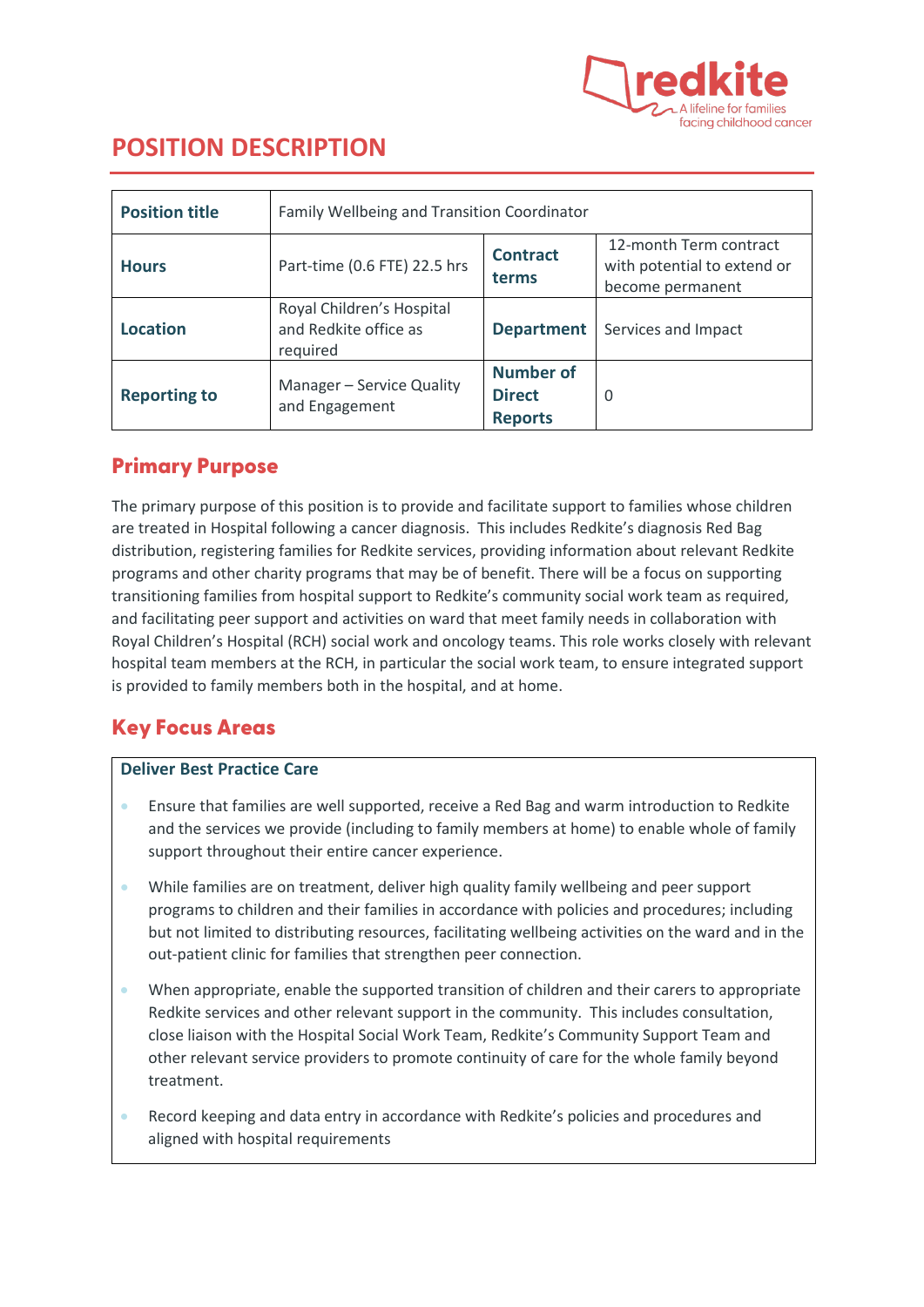redkite
A lifeline for families facing childhood cancer

# POSITION DESCRIPTION

| Position title | Family Wellbeing and Transition Coordinator | | |
|---|---|---|---|
| Hours | Part-time (0.6 FTE) 22.5 hrs | Contract terms | 12-month Term contract with potential to extend or become permanent |
| Location | Royal Children's Hospital and Redkite office as required | Department | Services and Impact |
| Reporting to | Manager – Service Quality and Engagement | Number of Direct Reports | 0 |

## Primary Purpose

The primary purpose of this position is to provide and facilitate support to families whose children are treated in Hospital following a cancer diagnosis. This includes Redkite's diagnosis Red Bag distribution, registering families for Redkite services, providing information about relevant Redkite programs and other charity programs that may be of benefit. There will be a focus on supporting transitioning families from hospital support to Redkite's community social work team as required, and facilitating peer support and activities on ward that meet family needs in collaboration with Royal Children's Hospital (RCH) social work and oncology teams. This role works closely with relevant hospital team members at the RCH, in particular the social work team, to ensure integrated support is provided to family members both in the hospital, and at home.

## Key Focus Areas

### Deliver Best Practice Care

- Ensure that families are well supported, receive a Red Bag and warm introduction to Redkite and the services we provide (including to family members at home) to enable whole of family support throughout their entire cancer experience.
- While families are on treatment, deliver high quality family wellbeing and peer support programs to children and their families in accordance with policies and procedures; including but not limited to distributing resources, facilitating wellbeing activities on the ward and in the out-patient clinic for families that strengthen peer connection.
- When appropriate, enable the supported transition of children and their carers to appropriate Redkite services and other relevant support in the community. This includes consultation, close liaison with the Hospital Social Work Team, Redkite's Community Support Team and other relevant service providers to promote continuity of care for the whole family beyond treatment.
- Record keeping and data entry in accordance with Redkite's policies and procedures and aligned with hospital requirements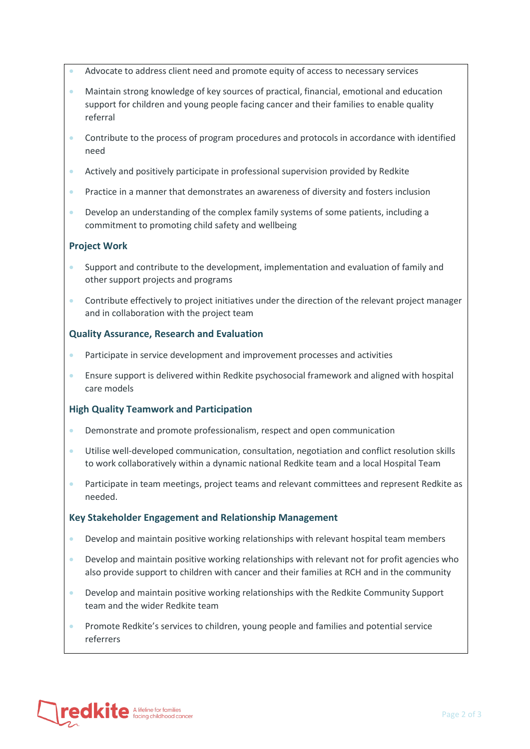- Advocate to address client need and promote equity of access to necessary services
- Maintain strong knowledge of key sources of practical, financial, emotional and education support for children and young people facing cancer and their families to enable quality referral
- Contribute to the process of program procedures and protocols in accordance with identified need
- Actively and positively participate in professional supervision provided by Redkite
- Practice in a manner that demonstrates an awareness of diversity and fosters inclusion
- Develop an understanding of the complex family systems of some patients, including a commitment to promoting child safety and wellbeing

### Project Work

- Support and contribute to the development, implementation and evaluation of family and other support projects and programs
- Contribute effectively to project initiatives under the direction of the relevant project manager and in collaboration with the project team

### Quality Assurance, Research and Evaluation

- Participate in service development and improvement processes and activities
- Ensure support is delivered within Redkite psychosocial framework and aligned with hospital care models

### High Quality Teamwork and Participation

- Demonstrate and promote professionalism, respect and open communication
- Utilise well-developed communication, consultation, negotiation and conflict resolution skills to work collaboratively within a dynamic national Redkite team and a local Hospital Team
- Participate in team meetings, project teams and relevant committees and represent Redkite as needed.

### Key Stakeholder Engagement and Relationship Management

- Develop and maintain positive working relationships with relevant hospital team members
- Develop and maintain positive working relationships with relevant not for profit agencies who also provide support to children with cancer and their families at RCH and in the community
- Develop and maintain positive working relationships with the Redkite Community Support team and the wider Redkite team
- Promote Redkite's services to children, young people and families and potential service referrers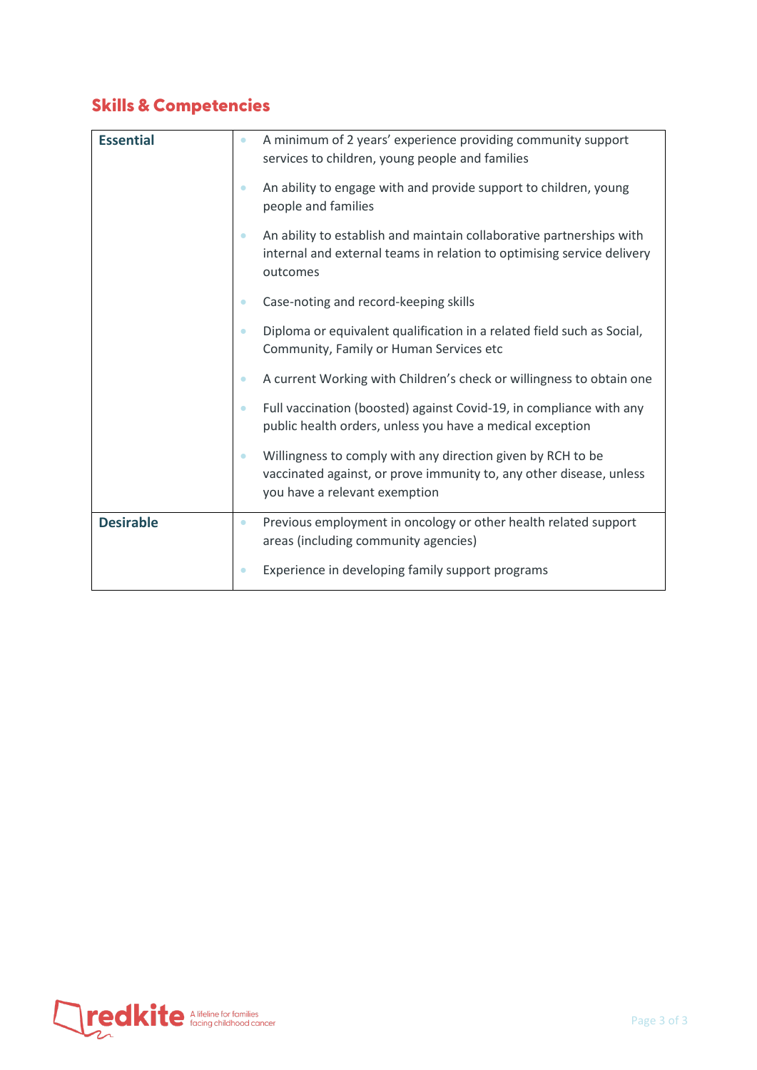## Skills & Competencies

| | |
|---|---|
| **Essential** | • A minimum of 2 years' experience providing community support services to children, young people and families<br>• An ability to engage with and provide support to children, young people and families<br>• An ability to establish and maintain collaborative partnerships with internal and external teams in relation to optimising service delivery outcomes<br>• Case-noting and record-keeping skills<br>• Diploma or equivalent qualification in a related field such as Social, Community, Family or Human Services etc<br>• A current Working with Children's check or willingness to obtain one<br>• Full vaccination (boosted) against Covid-19, in compliance with any public health orders, unless you have a medical exception<br>• Willingness to comply with any direction given by RCH to be vaccinated against, or prove immunity to, any other disease, unless you have a relevant exemption |
| **Desirable** | • Previous employment in oncology or other health related support areas (including community agencies)<br>• Experience in developing family support programs |